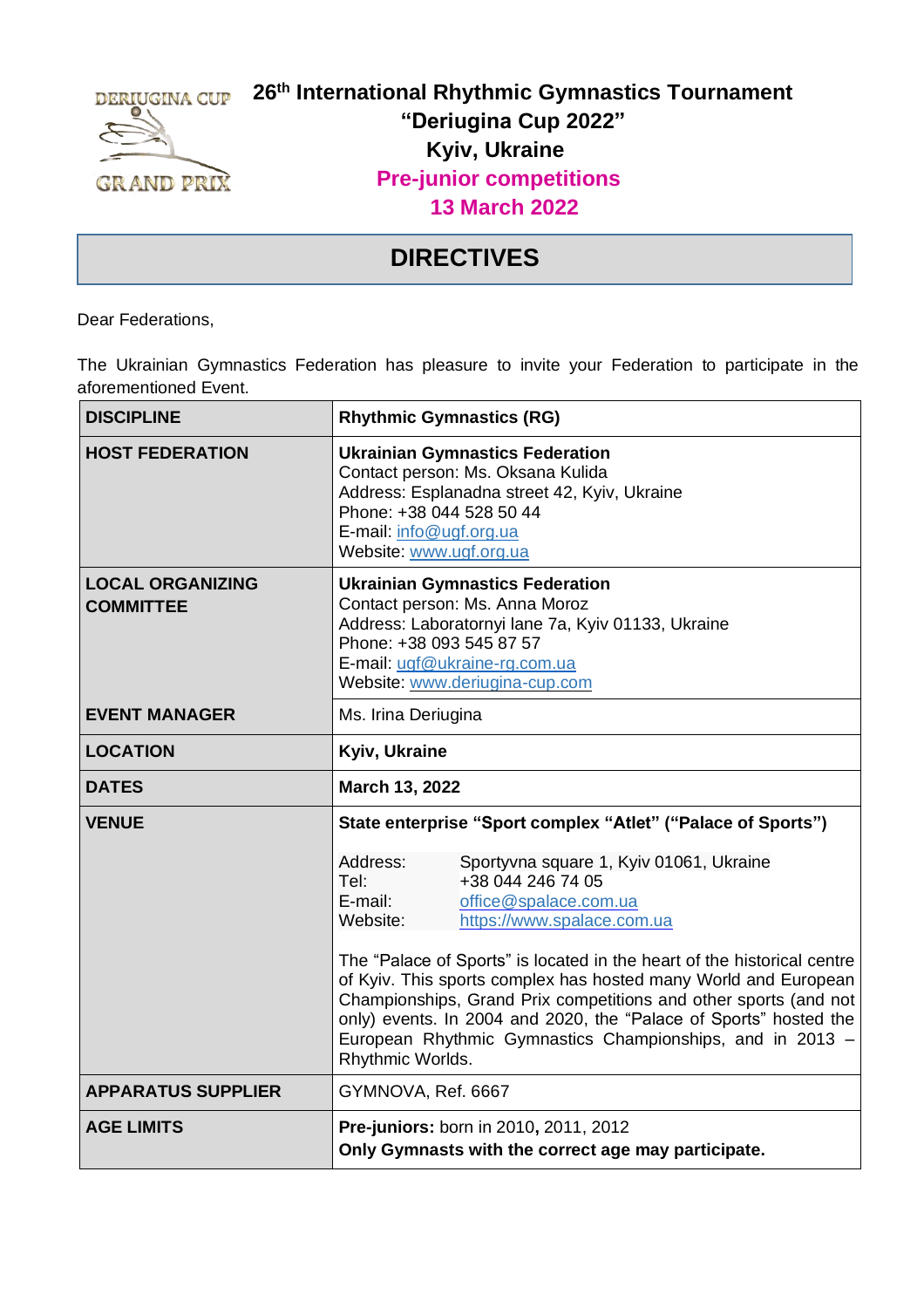# 26th International Rhythmic Gymnastics Tournament "Deriugina Cup 2022"

## Kyiv, Ukraine

## Pre-junior competitions

## 13 March 2022

# DIRECTIVES

Dear Federations,

The Ukrainian Gymnastics Federation has pleasure to invite your Federation to participate in the aforementioned Event.

| **DISCIPLINE** | **Rhythmic Gymnastics (RG)** |
|---|---|
| **HOST FEDERATION** | **Ukrainian Gymnastics Federation**<br>Contact person: Ms. Oksana Kulida<br>Address: Esplanadna street 42, Kyiv, Ukraine<br>Phone: +38 044 528 50 44<br>E-mail: info@ugf.org.ua<br>Website: www.ugf.org.ua |
| **LOCAL ORGANIZING COMMITTEE** | **Ukrainian Gymnastics Federation**<br>Contact person: Ms. Anna Moroz<br>Address: Laboratornyi lane 7a, Kyiv 01133, Ukraine<br>Phone: +38 093 545 87 57<br>E-mail: ugf@ukraine-rg.com.ua<br>Website: www.deriugina-cup.com |
| **EVENT MANAGER** | Ms. Irina Deriugina |
| **LOCATION** | **Kyiv, Ukraine** |
| **DATES** | **March 13, 2022** |
| **VENUE** | **State enterprise "Sport complex "Atlet" ("Palace of Sports")**<br><br>Address: Sportyvna square 1, Kyiv 01061, Ukraine<br>Tel: +38 044 246 74 05<br>E-mail: office@spalace.com.ua<br>Website: https://www.spalace.com.ua<br><br>The "Palace of Sports" is located in the heart of the historical centre of Kyiv. This sports complex has hosted many World and European Championships, Grand Prix competitions and other sports (and not only) events. In 2004 and 2020, the "Palace of Sports" hosted the European Rhythmic Gymnastics Championships, and in 2013 – Rhythmic Worlds. |
| **APPARATUS SUPPLIER** | GYMNOVA, Ref. 6667 |
| **AGE LIMITS** | **Pre-juniors:** born in 2010, 2011, 2012<br>**Only Gymnasts with the correct age may participate.** |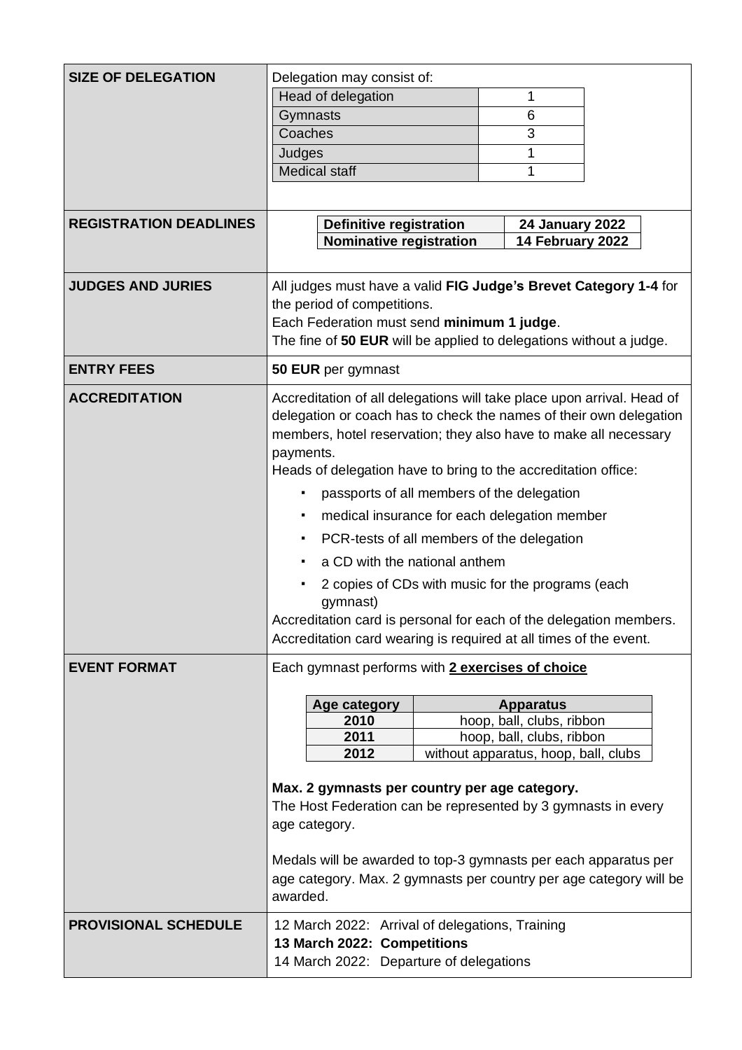| | |
|---|---|
| **SIZE OF DELEGATION** | Delegation may consist of:<br>Head of delegation: 1<br>Gymnasts: 6<br>Coaches: 3<br>Judges: 1<br>Medical staff: 1 |
| **REGISTRATION DEADLINES** | **Definitive registration**: **24 January 2022**<br>**Nominative registration**: **14 February 2022** |
| **JUDGES AND JURIES** | All judges must have a valid **FIG Judge's Brevet Category 1-4** for the period of competitions.<br>Each Federation must send **minimum 1 judge**.<br>The fine of **50 EUR** will be applied to delegations without a judge. |
| **ENTRY FEES** | **50 EUR** per gymnast |
| **ACCREDITATION** | Accreditation of all delegations will take place upon arrival. Head of delegation or coach has to check the names of their own delegation members, hotel reservation; they also have to make all necessary payments.<br>Heads of delegation have to bring to the accreditation office:<br>▪ passports of all members of the delegation<br>▪ medical insurance for each delegation member<br>▪ PCR-tests of all members of the delegation<br>▪ a CD with the national anthem<br>▪ 2 copies of CDs with music for the programs (each gymnast)<br>Accreditation card is personal for each of the delegation members.<br>Accreditation card wearing is required at all times of the event. |
| **EVENT FORMAT** | Each gymnast performs with **2 exercises of choice**<br><br>**Age category** – **Apparatus**<br>**2010**: hoop, ball, clubs, ribbon<br>**2011**: hoop, ball, clubs, ribbon<br>**2012**: without apparatus, hoop, ball, clubs<br><br>**Max. 2 gymnasts per country per age category.**<br>The Host Federation can be represented by 3 gymnasts in every age category.<br><br>Medals will be awarded to top-3 gymnasts per each apparatus per age category. Max. 2 gymnasts per country per age category will be awarded. |
| **PROVISIONAL SCHEDULE** | 12 March 2022: Arrival of delegations, Training<br>**13 March 2022: Competitions**<br>14 March 2022: Departure of delegations |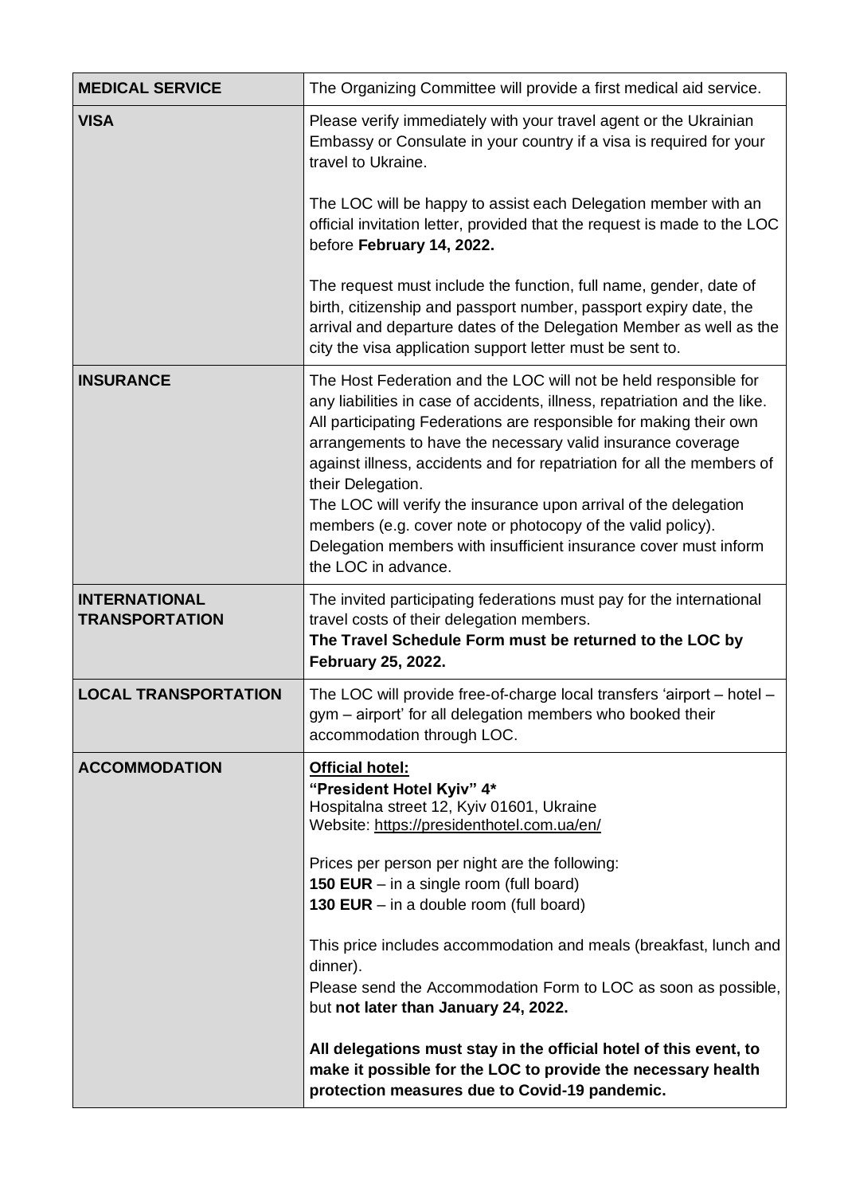| **MEDICAL SERVICE** | The Organizing Committee will provide a first medical aid service. |
|---|---|
| **VISA** | Please verify immediately with your travel agent or the Ukrainian Embassy or Consulate in your country if a visa is required for your travel to Ukraine.<br><br>The LOC will be happy to assist each Delegation member with an official invitation letter, provided that the request is made to the LOC before **February 14, 2022.**<br><br>The request must include the function, full name, gender, date of birth, citizenship and passport number, passport expiry date, the arrival and departure dates of the Delegation Member as well as the city the visa application support letter must be sent to. |
| **INSURANCE** | The Host Federation and the LOC will not be held responsible for any liabilities in case of accidents, illness, repatriation and the like. All participating Federations are responsible for making their own arrangements to have the necessary valid insurance coverage against illness, accidents and for repatriation for all the members of their Delegation.<br>The LOC will verify the insurance upon arrival of the delegation members (e.g. cover note or photocopy of the valid policy). Delegation members with insufficient insurance cover must inform the LOC in advance. |
| **INTERNATIONAL TRANSPORTATION** | The invited participating federations must pay for the international travel costs of their delegation members.<br>**The Travel Schedule Form must be returned to the LOC by February 25, 2022.** |
| **LOCAL TRANSPORTATION** | The LOC will provide free-of-charge local transfers 'airport – hotel – gym – airport' for all delegation members who booked their accommodation through LOC. |
| **ACCOMMODATION** | **Official hotel:**<br>**"President Hotel Kyiv" 4***<br>Hospitalna street 12, Kyiv 01601, Ukraine<br>Website: https://presidenthotel.com.ua/en/<br><br>Prices per person per night are the following:<br>**150 EUR** – in a single room (full board)<br>**130 EUR** – in a double room (full board)<br><br>This price includes accommodation and meals (breakfast, lunch and dinner).<br>Please send the Accommodation Form to LOC as soon as possible, but **not later than January 24, 2022.**<br><br>**All delegations must stay in the official hotel of this event, to make it possible for the LOC to provide the necessary health protection measures due to Covid-19 pandemic.** |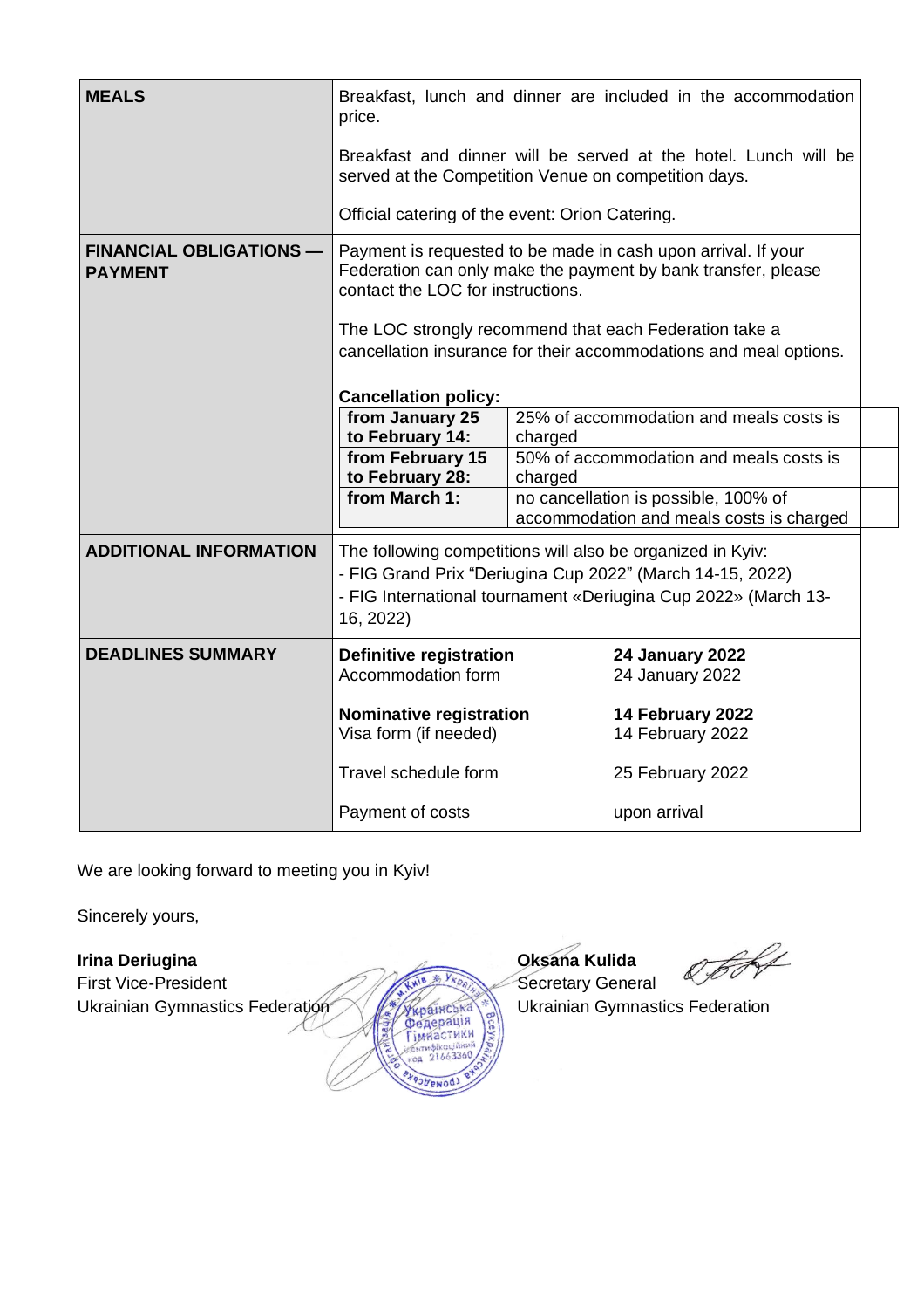| | |
|---|---|
| **MEALS** | Breakfast, lunch and dinner are included in the accommodation price.<br><br>Breakfast and dinner will be served at the hotel. Lunch will be served at the Competition Venue on competition days.<br><br>Official catering of the event: Orion Catering. |
| **FINANCIAL OBLIGATIONS — PAYMENT** | Payment is requested to be made in cash upon arrival. If your Federation can only make the payment by bank transfer, please contact the LOC for instructions.<br><br>The LOC strongly recommend that each Federation take a cancellation insurance for their accommodations and meal options.<br><br>**Cancellation policy:**<br>**from January 25 to February 14:** 25% of accommodation and meals costs is charged<br>**from February 15 to February 28:** 50% of accommodation and meals costs is charged<br>**from March 1:** no cancellation is possible, 100% of accommodation and meals costs is charged |
| **ADDITIONAL INFORMATION** | The following competitions will also be organized in Kyiv:<br>- FIG Grand Prix "Deriugina Cup 2022" (March 14-15, 2022)<br>- FIG International tournament «Deriugina Cup 2022» (March 13-16, 2022) |
| **DEADLINES SUMMARY** | **Definitive registration** — **24 January 2022**<br>Accommodation form — 24 January 2022<br><br>**Nominative registration** — **14 February 2022**<br>Visa form (if needed) — 14 February 2022<br><br>Travel schedule form — 25 February 2022<br><br>Payment of costs — upon arrival |

We are looking forward to meeting you in Kyiv!

Sincerely yours,

**Irina Deriugina**
First Vice-President
Ukrainian Gymnastics Federation

**Oksana Kulida**
Secretary General
Ukrainian Gymnastics Federation